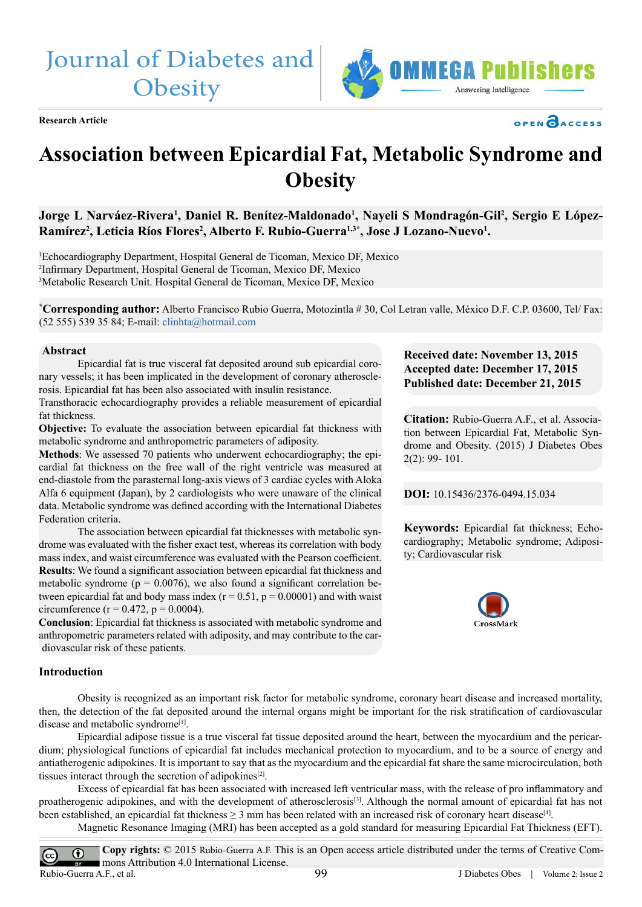Research Article

# Association between Epicardial Fat, Metabolic Syndrome and Obesity

**Jorge L Narváez-Rivera[1], Daniel R. Benítez-Maldonado[1], Nayeli S Mondragón-Gil[2], Sergio E López-Ramírez[2], Leticia Ríos Flores[2], Alberto F. Rubio-Guerra[1,3*], Jose J Lozano-Nuevo[1].**

[1]Echocardiography Department, Hospital General de Ticoman, Mexico DF, Mexico
[2]Infirmary Department, Hospital General de Ticoman, Mexico DF, Mexico
[3]Metabolic Research Unit. Hospital General de Ticoman, Mexico DF, Mexico

[*]**Corresponding author:** Alberto Francisco Rubio Guerra, Motozintla # 30, Col Letran valle, México D.F. C.P. 03600, Tel/ Fax: (52 555) 539 35 84; E-mail: clinhta@hotmail.com

## Abstract

Epicardial fat is true visceral fat deposited around sub epicardial coronary vessels; it has been implicated in the development of coronary atherosclerosis. Epicardial fat has been also associated with insulin resistance.
Transthoracic echocardiography provides a reliable measurement of epicardial fat thickness.

**Objective:** To evaluate the association between epicardial fat thickness with metabolic syndrome and anthropometric parameters of adiposity.

**Methods**: We assessed 70 patients who underwent echocardiography; the epicardial fat thickness on the free wall of the right ventricle was measured at end-diastole from the parasternal long-axis views of 3 cardiac cycles with Aloka Alfa 6 equipment (Japan), by 2 cardiologists who were unaware of the clinical data. Metabolic syndrome was defined according with the International Diabetes Federation criteria.

The association between epicardial fat thicknesses with metabolic syndrome was evaluated with the fisher exact test, whereas its correlation with body mass index, and waist circumference was evaluated with the Pearson coefficient.

**Results**: We found a significant association between epicardial fat thickness and metabolic syndrome ($p = 0.0076$), we also found a significant correlation between epicardial fat and body mass index ($r = 0.51$, $p = 0.00001$) and with waist circumference ($r = 0.472$, $p = 0.0004$).

**Conclusion**: Epicardial fat thickness is associated with metabolic syndrome and anthropometric parameters related with adiposity, and may contribute to the cardiovascular risk of these patients.

**Received date: November 13, 2015**
**Accepted date: December 17, 2015**
**Published date: December 21, 2015**

**Citation:** Rubio-Guerra A.F., et al. Association between Epicardial Fat, Metabolic Syndrome and Obesity. (2015) J Diabetes Obes 2(2): 99- 101.

**DOI:** 10.15436/2376-0494.15.034

**Keywords:** Epicardial fat thickness; Echocardiography; Metabolic syndrome; Adiposity; Cardiovascular risk

## Introduction

Obesity is recognized as an important risk factor for metabolic syndrome, coronary heart disease and increased mortality, then, the detection of the fat deposited around the internal organs might be important for the risk stratification of cardiovascular disease and metabolic syndrome[1].

Epicardial adipose tissue is a true visceral fat tissue deposited around the heart, between the myocardium and the pericardium; physiological functions of epicardial fat includes mechanical protection to myocardium, and to be a source of energy and antiatherogenic adipokines. It is important to say that as the myocardium and the epicardial fat share the same microcirculation, both tissues interact through the secretion of adipokines[2].

Excess of epicardial fat has been associated with increased left ventricular mass, with the release of pro inflammatory and proatherogenic adipokines, and with the development of atherosclerosis[3]. Although the normal amount of epicardial fat has not been established, an epicardial fat thickness ≥ 3 mm has been related with an increased risk of coronary heart disease[4].

Magnetic Resonance Imaging (MRI) has been accepted as a gold standard for measuring Epicardial Fat Thickness (EFT).

**Copy rights:** © 2015 Rubio-Guerra A.F. This is an Open access article distributed under the terms of Creative Commons Attribution 4.0 International License.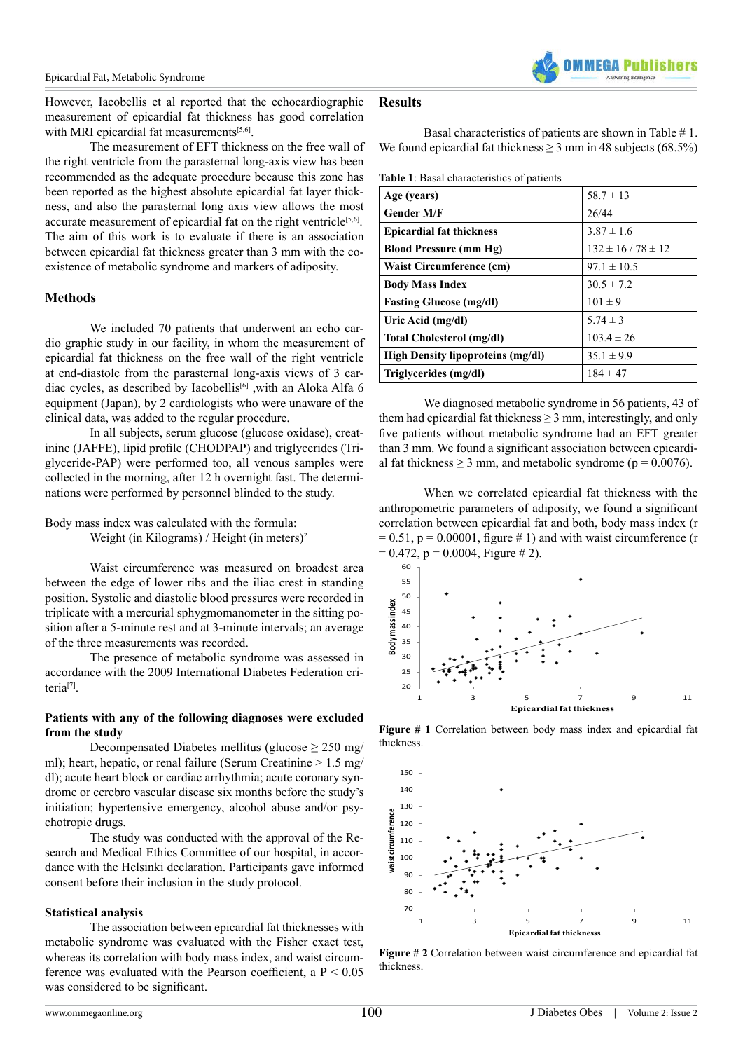However, Iacobellis et al reported that the echocardiographic measurement of epicardial fat thickness has good correlation with MRI epicardial fat measurements[5,6].

The measurement of EFT thickness on the free wall of the right ventricle from the parasternal long-axis view has been recommended as the adequate procedure because this zone has been reported as the highest absolute epicardial fat layer thickness, and also the parasternal long axis view allows the most accurate measurement of epicardial fat on the right ventricle[5,6]. The aim of this work is to evaluate if there is an association between epicardial fat thickness greater than 3 mm with the coexistence of metabolic syndrome and markers of adiposity.

## Methods

We included 70 patients that underwent an echo cardio graphic study in our facility, in whom the measurement of epicardial fat thickness on the free wall of the right ventricle at end-diastole from the parasternal long-axis views of 3 cardiac cycles, as described by Iacobellis[6] ,with an Aloka Alfa 6 equipment (Japan), by 2 cardiologists who were unaware of the clinical data, was added to the regular procedure.

In all subjects, serum glucose (glucose oxidase), creatinine (JAFFE), lipid profile (CHODPAP) and triglycerides (Triglyceride-PAP) were performed too, all venous samples were collected in the morning, after 12 h overnight fast. The determinations were performed by personnel blinded to the study.

Body mass index was calculated with the formula:

Weight (in Kilograms) / Height (in meters)$^2$

Waist circumference was measured on broadest area between the edge of lower ribs and the iliac crest in standing position. Systolic and diastolic blood pressures were recorded in triplicate with a mercurial sphygmomanometer in the sitting position after a 5-minute rest and at 3-minute intervals; an average of the three measurements was recorded.

The presence of metabolic syndrome was assessed in accordance with the 2009 International Diabetes Federation criteria[7].

**Patients with any of the following diagnoses were excluded from the study**

Decompensated Diabetes mellitus (glucose ≥ 250 mg/ml); heart, hepatic, or renal failure (Serum Creatinine > 1.5 mg/dl); acute heart block or cardiac arrhythmia; acute coronary syndrome or cerebro vascular disease six months before the study's initiation; hypertensive emergency, alcohol abuse and/or psychotropic drugs.

The study was conducted with the approval of the Research and Medical Ethics Committee of our hospital, in accordance with the Helsinki declaration. Participants gave informed consent before their inclusion in the study protocol.

**Statistical analysis**

The association between epicardial fat thicknesses with metabolic syndrome was evaluated with the Fisher exact test, whereas its correlation with body mass index, and waist circumference was evaluated with the Pearson coefficient, a $P < 0.05$ was considered to be significant.

## Results

Basal characteristics of patients are shown in Table # 1. We found epicardial fat thickness ≥ 3 mm in 48 subjects (68.5%)

Table 1: Basal characteristics of patients

| | |
|---|---|
| **Age (years)** | 58.7 ± 13 |
| **Gender M/F** | 26/44 |
| **Epicardial fat thickness** | 3.87 ± 1.6 |
| **Blood Pressure (mm Hg)** | 132 ± 16 / 78 ± 12 |
| **Waist Circumference (cm)** | 97.1 ± 10.5 |
| **Body Mass Index** | 30.5 ± 7.2 |
| **Fasting Glucose (mg/dl)** | 101 ± 9 |
| **Uric Acid (mg/dl)** | 5.74 ± 3 |
| **Total Cholesterol (mg/dl)** | 103.4 ± 26 |
| **High Density lipoproteins (mg/dl)** | 35.1 ± 9.9 |
| **Triglycerides (mg/dl)** | 184 ± 47 |

We diagnosed metabolic syndrome in 56 patients, 43 of them had epicardial fat thickness ≥ 3 mm, interestingly, and only five patients without metabolic syndrome had an EFT greater than 3 mm. We found a significant association between epicardial fat thickness ≥ 3 mm, and metabolic syndrome ($p = 0.0076$).

When we correlated epicardial fat thickness with the anthropometric parameters of adiposity, we found a significant correlation between epicardial fat and both, body mass index ($r = 0.51$, $p = 0.00001$, figure # 1) and with waist circumference ($r = 0.472$, $p = 0.0004$, Figure # 2).

**Figure # 1** Correlation between body mass index and epicardial fat thickness.

**Figure # 2** Correlation between waist circumference and epicardial fat thickness.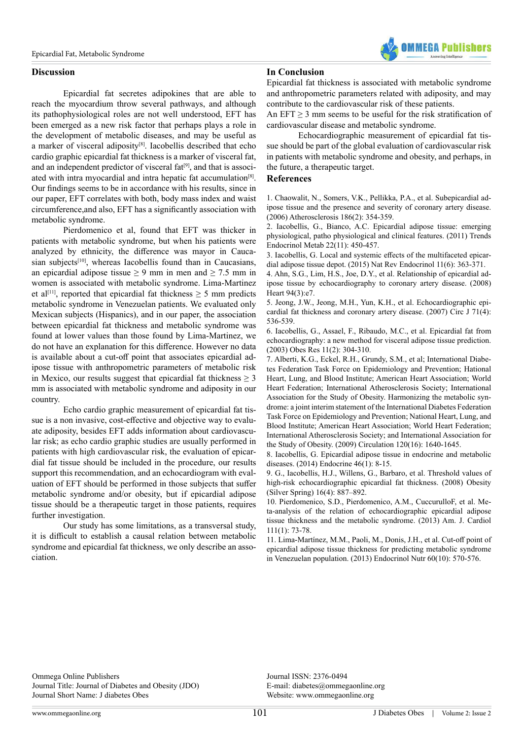## Discussion

Epicardial fat secretes adipokines that are able to reach the myocardium throw several pathways, and although its pathophysiological roles are not well understood, EFT has been emerged as a new risk factor that perhaps plays a role in the development of metabolic diseases, and may be useful as a marker of visceral adiposity[8]. Iacobellis described that echo cardio graphic epicardial fat thickness is a marker of visceral fat, and an independent predictor of visceral fat[9], and that is associated with intra myocardial and intra hepatic fat accumulation[8]. Our findings seems to be in accordance with his results, since in our paper, EFT correlates with both, body mass index and waist circumference,and also, EFT has a significantly association with metabolic syndrome.

Pierdomenico et al, found that EFT was thicker in patients with metabolic syndrome, but when his patients were analyzed by ethnicity, the difference was mayor in Caucasian subjects[10], whereas Iacobellis found than in Caucasians, an epicardial adipose tissue ≥ 9 mm in men and ≥ 7.5 mm in women is associated with metabolic syndrome. Lima-Martinez et al[11], reported that epicardial fat thickness ≥ 5 mm predicts metabolic syndrome in Venezuelan patients. We evaluated only Mexican subjects (Hispanics), and in our paper, the association between epicardial fat thickness and metabolic syndrome was found at lower values than those found by Lima-Martinez, we do not have an explanation for this difference. However no data is available about a cut-off point that associates epicardial adipose tissue with anthropometric parameters of metabolic risk in Mexico, our results suggest that epicardial fat thickness ≥ 3 mm is associated with metabolic syndrome and adiposity in our country.

Echo cardio graphic measurement of epicardial fat tissue is a non invasive, cost-effective and objective way to evaluate adiposity, besides EFT adds information about cardiovascular risk; as echo cardio graphic studies are usually performed in patients with high cardiovascular risk, the evaluation of epicardial fat tissue should be included in the procedure, our results support this recommendation, and an echocardiogram with evaluation of EFT should be performed in those subjects that suffer metabolic syndrome and/or obesity, but if epicardial adipose tissue should be a therapeutic target in those patients, requires further investigation.

Our study has some limitations, as a transversal study, it is difficult to establish a causal relation between metabolic syndrome and epicardial fat thickness, we only describe an association.

## In Conclusion

Epicardial fat thickness is associated with metabolic syndrome and anthropometric parameters related with adiposity, and may contribute to the cardiovascular risk of these patients.

An EFT ≥ 3 mm seems to be useful for the risk stratification of cardiovascular disease and metabolic syndrome.

Echocardiographic measurement of epicardial fat tissue should be part of the global evaluation of cardiovascular risk in patients with metabolic syndrome and obesity, and perhaps, in the future, a therapeutic target.

## References

1. Chaowalit, N., Somers, V.K., Pellikka, P.A., et al. Subepicardial adipose tissue and the presence and severity of coronary artery disease. (2006) Atherosclerosis 186(2): 354-359.
2. Iacobellis, G., Bianco, A.C. Epicardial adipose tissue: emerging physiological, patho physiological and clinical features. (2011) Trends Endocrinol Metab 22(11): 450-457.
3. Iacobellis, G. Local and systemic effects of the multifaceted epicardial adipose tissue depot. (2015) Nat Rev Endocrinol 11(6): 363-371.
4. Ahn, S.G., Lim, H.S., Joe, D.Y., et al. Relationship of epicardial adipose tissue by echocardiography to coronary artery disease. (2008) Heart 94(3):e7.
5. Jeong, J.W., Jeong, M.H., Yun, K.H., et al. Echocardiographic epicardial fat thickness and coronary artery disease. (2007) Circ J 71(4): 536-539.
6. Iacobellis, G., Assael, F., Ribaudo, M.C., et al. Epicardial fat from echocardiography: a new method for visceral adipose tissue prediction. (2003) Obes Res 11(2): 304-310.
7. Alberti, K.G., Eckel, R.H., Grundy, S.M., et al; International Diabetes Federation Task Force on Epidemiology and Prevention; Hational Heart, Lung, and Blood Institute; American Heart Association; World Heart Federation; International Atherosclerosis Society; International Association for the Study of Obesity. Harmonizing the metabolic syndrome: a joint interim statement of the International Diabetes Federation Task Force on Epidemiology and Prevention; National Heart, Lung, and Blood Institute; American Heart Association; World Heart Federation; International Atherosclerosis Society; and International Association for the Study of Obesity. (2009) Circulation 120(16): 1640-1645.
8. Iacobellis, G. Epicardial adipose tissue in endocrine and metabolic diseases. (2014) Endocrine 46(1): 8-15.
9. G., Iacobellis, H.J., Willens, G., Barbaro, et al. Threshold values of high-risk echocardiographic epicardial fat thickness. (2008) Obesity (Silver Spring) 16(4): 887–892.
10. Pierdomenico, S.D., Pierdomenico, A.M., CuccurulloF, et al. Meta-analysis of the relation of echocardiographic epicardial adipose tissue thickness and the metabolic syndrome. (2013) Am. J. Cardiol 111(1): 73-78.
11. Lima-Martínez, M.M., Paoli, M., Donis, J.H., et al. Cut-off point of epicardial adipose tissue thickness for predicting metabolic syndrome in Venezuelan population. (2013) Endocrinol Nutr 60(10): 570-576.